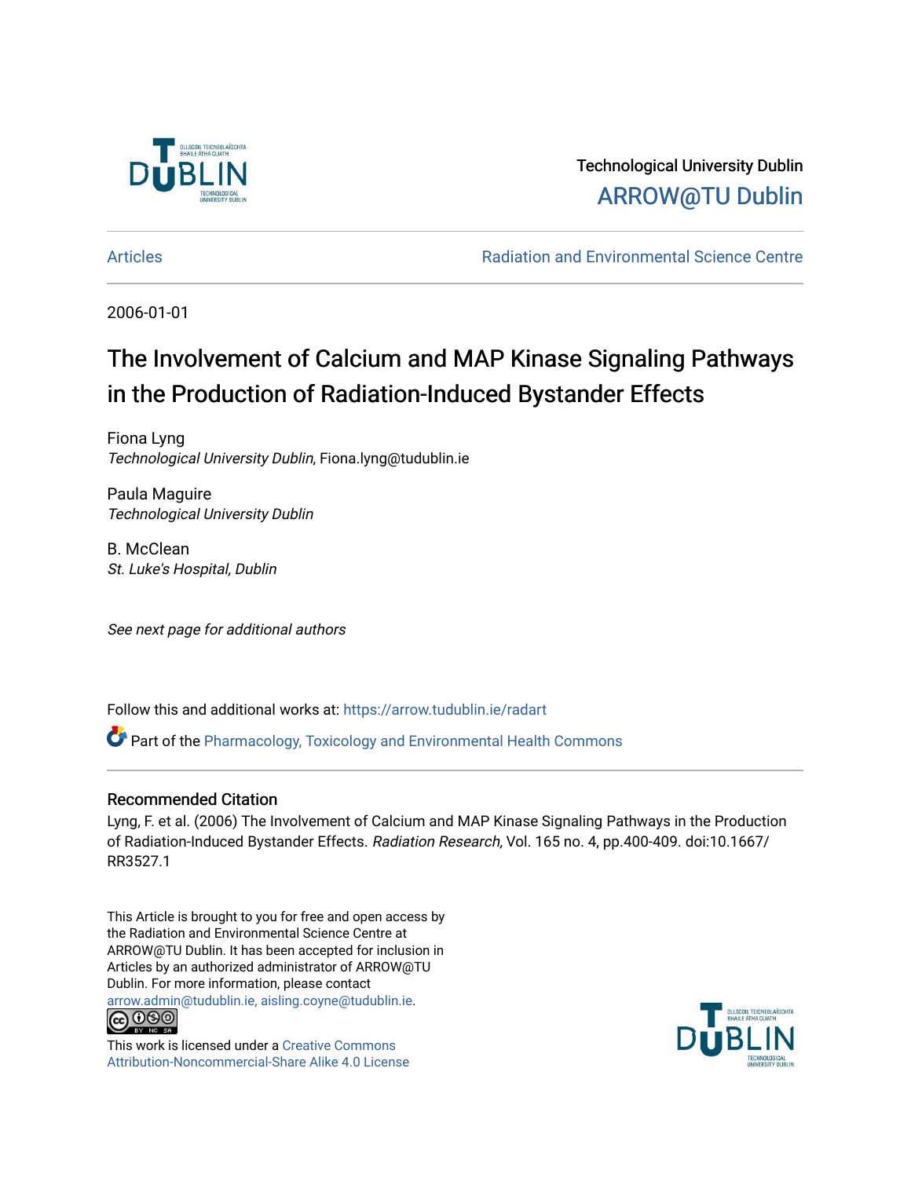Technological University Dublin

ARROW@TU Dublin

Articles | Radiation and Environmental Science Centre

2006-01-01

# The Involvement of Calcium and MAP Kinase Signaling Pathways in the Production of Radiation-Induced Bystander Effects

Fiona Lyng
*Technological University Dublin*, Fiona.lyng@tudublin.ie

Paula Maguire
*Technological University Dublin*

B. McClean
*St. Luke's Hospital, Dublin*

*See next page for additional authors*

Follow this and additional works at: https://arrow.tudublin.ie/radart

Part of the Pharmacology, Toxicology and Environmental Health Commons

## Recommended Citation

Lyng, F. et al. (2006) The Involvement of Calcium and MAP Kinase Signaling Pathways in the Production of Radiation-Induced Bystander Effects. *Radiation Research,* Vol. 165 no. 4, pp.400-409. doi:10.1667/RR3527.1

This Article is brought to you for free and open access by the Radiation and Environmental Science Centre at ARROW@TU Dublin. It has been accepted for inclusion in Articles by an authorized administrator of ARROW@TU Dublin. For more information, please contact arrow.admin@tudublin.ie, aisling.coyne@tudublin.ie.

This work is licensed under a Creative Commons Attribution-Noncommercial-Share Alike 4.0 License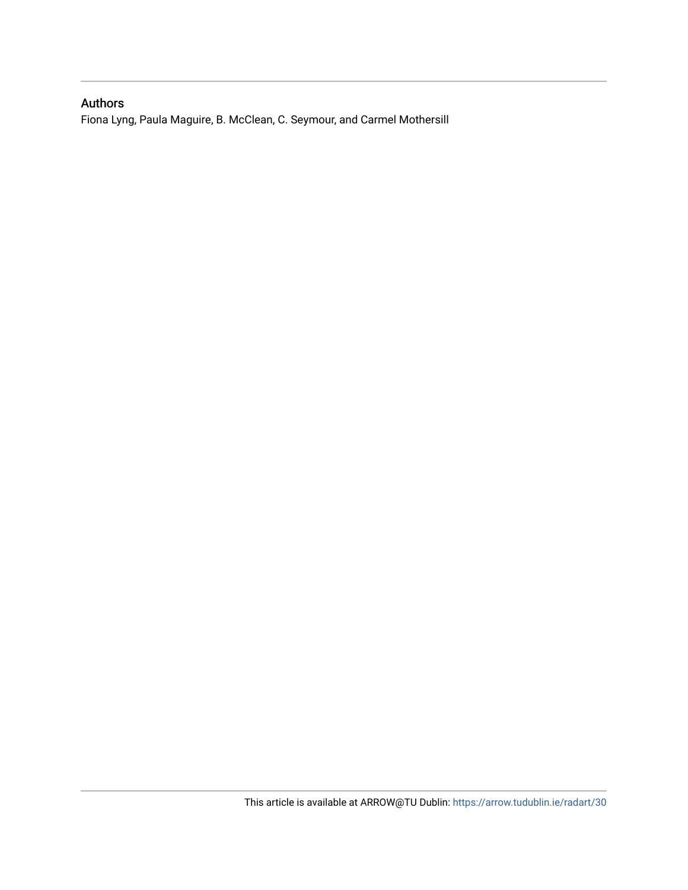## Authors

Fiona Lyng, Paula Maguire, B. McClean, C. Seymour, and Carmel Mothersill

This article is available at ARROW@TU Dublin: https://arrow.tudublin.ie/radart/30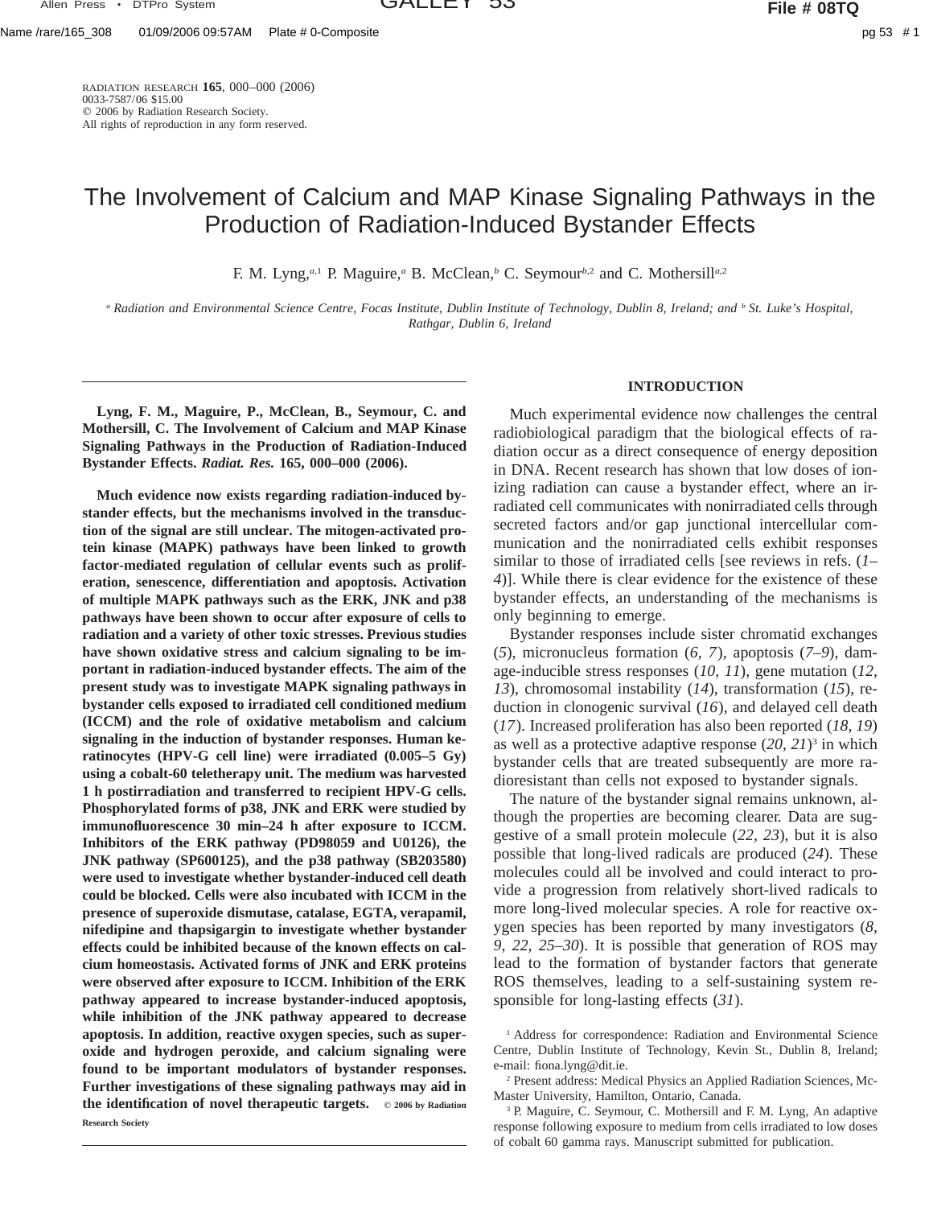RADIATION RESEARCH **165**, 000–000 (2006)
0033-7587/06 $15.00
© 2006 by Radiation Research Society.
All rights of reproduction in any form reserved.

# The Involvement of Calcium and MAP Kinase Signaling Pathways in the Production of Radiation-Induced Bystander Effects

F. M. Lyng,[a,1] P. Maguire,[a] B. McClean,[b] C. Seymour[b,2] and C. Mothersill[a,2]

[a] *Radiation and Environmental Science Centre, Focas Institute, Dublin Institute of Technology, Dublin 8, Ireland; and* [b] *St. Luke's Hospital, Rathgar, Dublin 6, Ireland*

**Lyng, F. M., Maguire, P., McClean, B., Seymour, C. and Mothersill, C. The Involvement of Calcium and MAP Kinase Signaling Pathways in the Production of Radiation-Induced Bystander Effects. *Radiat. Res.* 165, 000–000 (2006).**

**Much evidence now exists regarding radiation-induced bystander effects, but the mechanisms involved in the transduction of the signal are still unclear. The mitogen-activated protein kinase (MAPK) pathways have been linked to growth factor-mediated regulation of cellular events such as proliferation, senescence, differentiation and apoptosis. Activation of multiple MAPK pathways such as the ERK, JNK and p38 pathways have been shown to occur after exposure of cells to radiation and a variety of other toxic stresses. Previous studies have shown oxidative stress and calcium signaling to be important in radiation-induced bystander effects. The aim of the present study was to investigate MAPK signaling pathways in bystander cells exposed to irradiated cell conditioned medium (ICCM) and the role of oxidative metabolism and calcium signaling in the induction of bystander responses. Human keratinocytes (HPV-G cell line) were irradiated (0.005–5 Gy) using a cobalt-60 teletherapy unit. The medium was harvested 1 h postirradiation and transferred to recipient HPV-G cells. Phosphorylated forms of p38, JNK and ERK were studied by immunofluorescence 30 min–24 h after exposure to ICCM. Inhibitors of the ERK pathway (PD98059 and U0126), the JNK pathway (SP600125), and the p38 pathway (SB203580) were used to investigate whether bystander-induced cell death could be blocked. Cells were also incubated with ICCM in the presence of superoxide dismutase, catalase, EGTA, verapamil, nifedipine and thapsigargin to investigate whether bystander effects could be inhibited because of the known effects on calcium homeostasis. Activated forms of JNK and ERK proteins were observed after exposure to ICCM. Inhibition of the ERK pathway appeared to increase bystander-induced apoptosis, while inhibition of the JNK pathway appeared to decrease apoptosis. In addition, reactive oxygen species, such as superoxide and hydrogen peroxide, and calcium signaling were found to be important modulators of bystander responses. Further investigations of these signaling pathways may aid in the identification of novel therapeutic targets.** © 2006 by Radiation Research Society

## INTRODUCTION

Much experimental evidence now challenges the central radiobiological paradigm that the biological effects of radiation occur as a direct consequence of energy deposition in DNA. Recent research has shown that low doses of ionizing radiation can cause a bystander effect, where an irradiated cell communicates with nonirradiated cells through secreted factors and/or gap junctional intercellular communication and the nonirradiated cells exhibit responses similar to those of irradiated cells [see reviews in refs. (*1–4*)]. While there is clear evidence for the existence of these bystander effects, an understanding of the mechanisms is only beginning to emerge.

Bystander responses include sister chromatid exchanges (*5*), micronucleus formation (*6, 7*), apoptosis (*7–9*), damage-inducible stress responses (*10, 11*), gene mutation (*12, 13*), chromosomal instability (*14*), transformation (*15*), reduction in clonogenic survival (*16*), and delayed cell death (*17*). Increased proliferation has also been reported (*18, 19*) as well as a protective adaptive response (*20, 21*)[3] in which bystander cells that are treated subsequently are more radioresistant than cells not exposed to bystander signals.

The nature of the bystander signal remains unknown, although the properties are becoming clearer. Data are suggestive of a small protein molecule (*22, 23*), but it is also possible that long-lived radicals are produced (*24*). These molecules could all be involved and could interact to provide a progression from relatively short-lived radicals to more long-lived molecular species. A role for reactive oxygen species has been reported by many investigators (*8, 9, 22, 25–30*). It is possible that generation of ROS may lead to the formation of bystander factors that generate ROS themselves, leading to a self-sustaining system responsible for long-lasting effects (*31*).

[1] Address for correspondence: Radiation and Environmental Science Centre, Dublin Institute of Technology, Kevin St., Dublin 8, Ireland; e-mail: fiona.lyng@dit.ie.

[2] Present address: Medical Physics an Applied Radiation Sciences, McMaster University, Hamilton, Ontario, Canada.

[3] P. Maguire, C. Seymour, C. Mothersill and F. M. Lyng, An adaptive response following exposure to medium from cells irradiated to low doses of cobalt 60 gamma rays. Manuscript submitted for publication.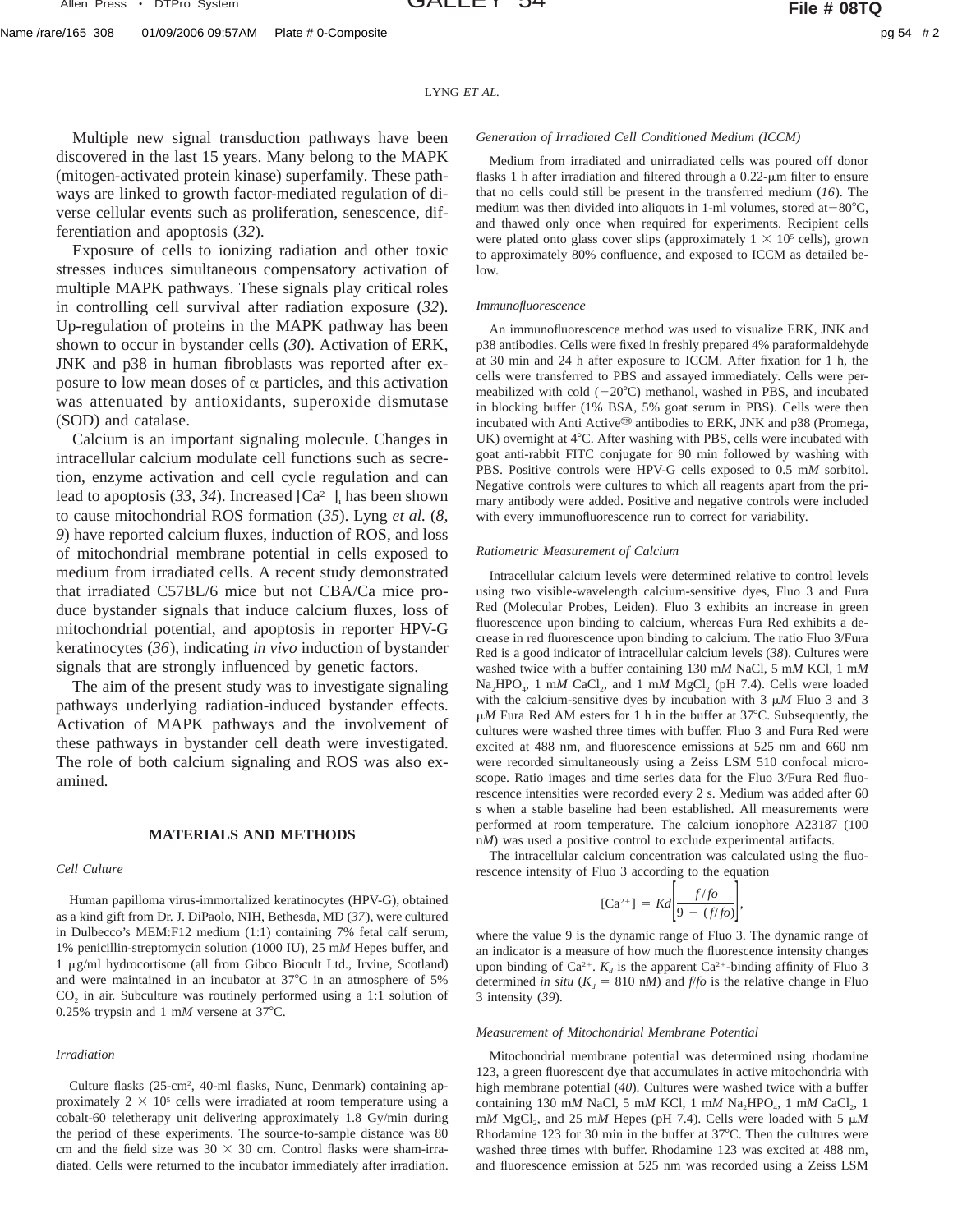Multiple new signal transduction pathways have been discovered in the last 15 years. Many belong to the MAPK (mitogen-activated protein kinase) superfamily. These pathways are linked to growth factor-mediated regulation of diverse cellular events such as proliferation, senescence, differentiation and apoptosis (*32*).

Exposure of cells to ionizing radiation and other toxic stresses induces simultaneous compensatory activation of multiple MAPK pathways. These signals play critical roles in controlling cell survival after radiation exposure (*32*). Up-regulation of proteins in the MAPK pathway has been shown to occur in bystander cells (*30*). Activation of ERK, JNK and p38 in human fibroblasts was reported after exposure to low mean doses of α particles, and this activation was attenuated by antioxidants, superoxide dismutase (SOD) and catalase.

Calcium is an important signaling molecule. Changes in intracellular calcium modulate cell functions such as secretion, enzyme activation and cell cycle regulation and can lead to apoptosis (*33, 34*). Increased $[Ca^{2+}]_i$ has been shown to cause mitochondrial ROS formation (*35*). Lyng *et al.* (*8, 9*) have reported calcium fluxes, induction of ROS, and loss of mitochondrial membrane potential in cells exposed to medium from irradiated cells. A recent study demonstrated that irradiated C57BL/6 mice but not CBA/Ca mice produce bystander signals that induce calcium fluxes, loss of mitochondrial potential, and apoptosis in reporter HPV-G keratinocytes (*36*), indicating *in vivo* induction of bystander signals that are strongly influenced by genetic factors.

The aim of the present study was to investigate signaling pathways underlying radiation-induced bystander effects. Activation of MAPK pathways and the involvement of these pathways in bystander cell death were investigated. The role of both calcium signaling and ROS was also examined.

## MATERIALS AND METHODS

### *Cell Culture*

Human papilloma virus-immortalized keratinocytes (HPV-G), obtained as a kind gift from Dr. J. DiPaolo, NIH, Bethesda, MD (*37*), were cultured in Dulbecco's MEM:F12 medium (1:1) containing 7% fetal calf serum, 1% penicillin-streptomycin solution (1000 IU), 25 m*M* Hepes buffer, and 1 μg/ml hydrocortisone (all from Gibco Biocult Ltd., Irvine, Scotland) and were maintained in an incubator at 37°C in an atmosphere of 5% $CO_2$ in air. Subculture was routinely performed using a 1:1 solution of 0.25% trypsin and 1 m*M* versene at 37°C.

### *Irradiation*

Culture flasks (25-cm², 40-ml flasks, Nunc, Denmark) containing approximately $2 \times 10^5$ cells were irradiated at room temperature using a cobalt-60 teletherapy unit delivering approximately 1.8 Gy/min during the period of these experiments. The source-to-sample distance was 80 cm and the field size was 30 × 30 cm. Control flasks were sham-irradiated. Cells were returned to the incubator immediately after irradiation.

### *Generation of Irradiated Cell Conditioned Medium (ICCM)*

Medium from irradiated and unirradiated cells was poured off donor flasks 1 h after irradiation and filtered through a 0.22-μm filter to ensure that no cells could still be present in the transferred medium (*16*). The medium was then divided into aliquots in 1-ml volumes, stored at −80°C, and thawed only once when required for experiments. Recipient cells were plated onto glass cover slips (approximately $1 \times 10^5$ cells), grown to approximately 80% confluence, and exposed to ICCM as detailed below.

### *Immunofluorescence*

An immunofluorescence method was used to visualize ERK, JNK and p38 antibodies. Cells were fixed in freshly prepared 4% paraformaldehyde at 30 min and 24 h after exposure to ICCM. After fixation for 1 h, the cells were transferred to PBS and assayed immediately. Cells were permeabilized with cold (−20°C) methanol, washed in PBS, and incubated in blocking buffer (1% BSA, 5% goat serum in PBS). Cells were then incubated with Anti Active® antibodies to ERK, JNK and p38 (Promega, UK) overnight at 4°C. After washing with PBS, cells were incubated with goat anti-rabbit FITC conjugate for 90 min followed by washing with PBS. Positive controls were HPV-G cells exposed to 0.5 m*M* sorbitol. Negative controls were cultures to which all reagents apart from the primary antibody were added. Positive and negative controls were included with every immunofluorescence run to correct for variability.

### *Ratiometric Measurement of Calcium*

Intracellular calcium levels were determined relative to control levels using two visible-wavelength calcium-sensitive dyes, Fluo 3 and Fura Red (Molecular Probes, Leiden). Fluo 3 exhibits an increase in green fluorescence upon binding to calcium, whereas Fura Red exhibits a decrease in red fluorescence upon binding to calcium. The ratio Fluo 3/Fura Red is a good indicator of intracellular calcium levels (*38*). Cultures were washed twice with a buffer containing 130 m*M* NaCl, 5 m*M* KCl, 1 m*M* $Na_2HPO_4$, 1 m*M* $CaCl_2$, and 1 m*M* $MgCl_2$ (pH 7.4). Cells were loaded with the calcium-sensitive dyes by incubation with 3 μ*M* Fluo 3 and 3 μ*M* Fura Red AM esters for 1 h in the buffer at 37°C. Subsequently, the cultures were washed three times with buffer. Fluo 3 and Fura Red were excited at 488 nm, and fluorescence emissions at 525 nm and 660 nm were recorded simultaneously using a Zeiss LSM 510 confocal microscope. Ratio images and time series data for the Fluo 3/Fura Red fluorescence intensities were recorded every 2 s. Medium was added after 60 s when a stable baseline had been established. All measurements were performed at room temperature. The calcium ionophore A23187 (100 n*M*) was used a positive control to exclude experimental artifacts.

The intracellular calcium concentration was calculated using the fluorescence intensity of Fluo 3 according to the equation

$$[Ca^{2+}] = Kd\left[\frac{f/fo}{9 - (f/fo)}\right],$$

where the value 9 is the dynamic range of Fluo 3. The dynamic range of an indicator is a measure of how much the fluorescence intensity changes upon binding of $Ca^{2+}$. $K_d$ is the apparent $Ca^{2+}$-binding affinity of Fluo 3 determined *in situ* ($K_d$ = 810 n*M*) and $f/fo$ is the relative change in Fluo 3 intensity (*39*).

### *Measurement of Mitochondrial Membrane Potential*

Mitochondrial membrane potential was determined using rhodamine 123, a green fluorescent dye that accumulates in active mitochondria with high membrane potential (*40*). Cultures were washed twice with a buffer containing 130 m*M* NaCl, 5 m*M* KCl, 1 m*M* $Na_2HPO_4$, 1 m*M* $CaCl_2$, 1 m*M* $MgCl_2$, and 25 m*M* Hepes (pH 7.4). Cells were loaded with 5 μ*M* Rhodamine 123 for 30 min in the buffer at 37°C. Then the cultures were washed three times with buffer. Rhodamine 123 was excited at 488 nm, and fluorescence emission at 525 nm was recorded using a Zeiss LSM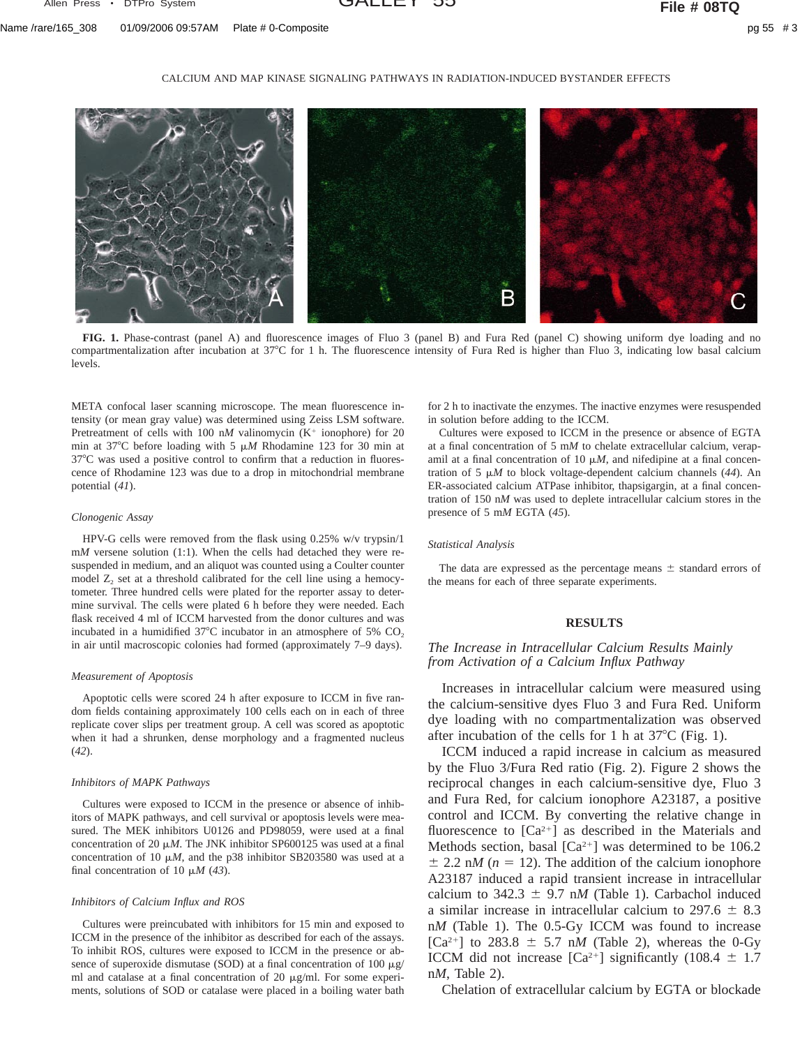FIG. 1. Phase-contrast (panel A) and fluorescence images of Fluo 3 (panel B) and Fura Red (panel C) showing uniform dye loading and no compartmentalization after incubation at 37°C for 1 h. The fluorescence intensity of Fura Red is higher than Fluo 3, indicating low basal calcium levels.

META confocal laser scanning microscope. The mean fluorescence intensity (or mean gray value) was determined using Zeiss LSM software. Pretreatment of cells with 100 n*M* valinomycin ($K^+$ ionophore) for 20 min at 37°C before loading with 5 μ*M* Rhodamine 123 for 30 min at 37°C was used a positive control to confirm that a reduction in fluorescence of Rhodamine 123 was due to a drop in mitochondrial membrane potential (*41*).

### Clonogenic Assay

HPV-G cells were removed from the flask using 0.25% w/v trypsin/1 m*M* versene solution (1:1). When the cells had detached they were resuspended in medium, and an aliquot was counted using a Coulter counter model $Z_2$ set at a threshold calibrated for the cell line using a hemocytometer. Three hundred cells were plated for the reporter assay to determine survival. The cells were plated 6 h before they were needed. Each flask received 4 ml of ICCM harvested from the donor cultures and was incubated in a humidified 37°C incubator in an atmosphere of 5% $CO_2$ in air until macroscopic colonies had formed (approximately 7–9 days).

### Measurement of Apoptosis

Apoptotic cells were scored 24 h after exposure to ICCM in five random fields containing approximately 100 cells each on in each of three replicate cover slips per treatment group. A cell was scored as apoptotic when it had a shrunken, dense morphology and a fragmented nucleus (*42*).

### Inhibitors of MAPK Pathways

Cultures were exposed to ICCM in the presence or absence of inhibitors of MAPK pathways, and cell survival or apoptosis levels were measured. The MEK inhibitors U0126 and PD98059, were used at a final concentration of 20 μ*M*. The JNK inhibitor SP600125 was used at a final concentration of 10 μ*M*, and the p38 inhibitor SB203580 was used at a final concentration of 10 μ*M* (*43*).

### Inhibitors of Calcium Influx and ROS

Cultures were preincubated with inhibitors for 15 min and exposed to ICCM in the presence of the inhibitor as described for each of the assays. To inhibit ROS, cultures were exposed to ICCM in the presence or absence of superoxide dismutase (SOD) at a final concentration of 100 μg/ml and catalase at a final concentration of 20 μg/ml. For some experiments, solutions of SOD or catalase were placed in a boiling water bath for 2 h to inactivate the enzymes. The inactive enzymes were resuspended in solution before adding to the ICCM.

Cultures were exposed to ICCM in the presence or absence of EGTA at a final concentration of 5 m*M* to chelate extracellular calcium, verapamil at a final concentration of 10 μ*M*, and nifedipine at a final concentration of 5 μ*M* to block voltage-dependent calcium channels (*44*). An ER-associated calcium ATPase inhibitor, thapsigargin, at a final concentration of 150 n*M* was used to deplete intracellular calcium stores in the presence of 5 m*M* EGTA (*45*).

### Statistical Analysis

The data are expressed as the percentage means ± standard errors of the means for each of three separate experiments.

## RESULTS

### *The Increase in Intracellular Calcium Results Mainly from Activation of a Calcium Influx Pathway*

Increases in intracellular calcium were measured using the calcium-sensitive dyes Fluo 3 and Fura Red. Uniform dye loading with no compartmentalization was observed after incubation of the cells for 1 h at 37°C (Fig. 1).

ICCM induced a rapid increase in calcium as measured by the Fluo 3/Fura Red ratio (Fig. 2). Figure 2 shows the reciprocal changes in each calcium-sensitive dye, Fluo 3 and Fura Red, for calcium ionophore A23187, a positive control and ICCM. By converting the relative change in fluorescence to $[Ca^{2+}]$ as described in the Materials and Methods section, basal $[Ca^{2+}]$ was determined to be 106.2 ± 2.2 n*M* ($n = 12$). The addition of the calcium ionophore A23187 induced a rapid transient increase in intracellular calcium to 342.3 ± 9.7 n*M* (Table 1). Carbachol induced a similar increase in intracellular calcium to 297.6 ± 8.3 n*M* (Table 1). The 0.5-Gy ICCM was found to increase $[Ca^{2+}]$ to 283.8 ± 5.7 n*M* (Table 2), whereas the 0-Gy ICCM did not increase $[Ca^{2+}]$ significantly (108.4 ± 1.7 n*M*, Table 2).

Chelation of extracellular calcium by EGTA or blockade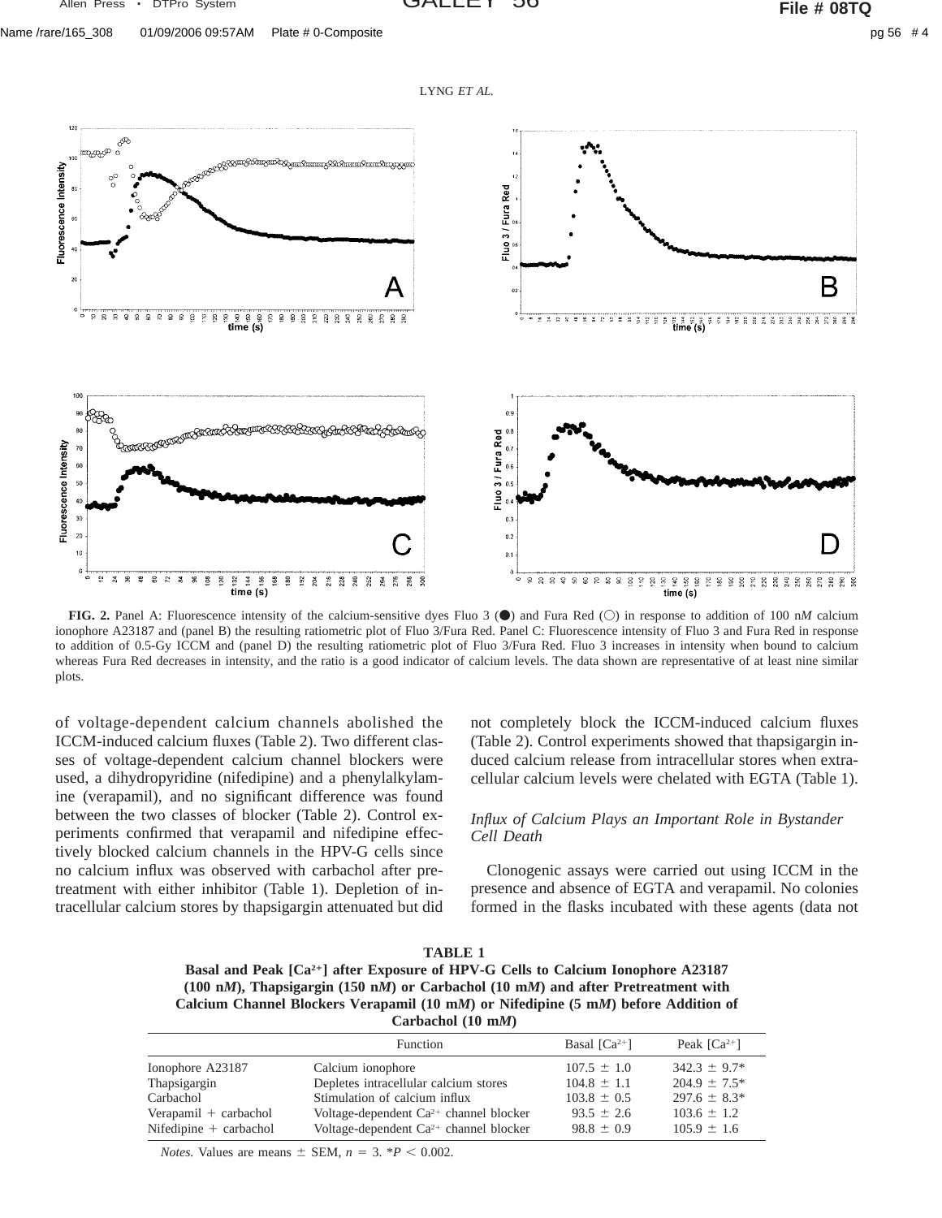**FIG. 2.** Panel A: Fluorescence intensity of the calcium-sensitive dyes Fluo 3 (●) and Fura Red (○) in response to addition of 100 n*M* calcium ionophore A23187 and (panel B) the resulting ratiometric plot of Fluo 3/Fura Red. Panel C: Fluorescence intensity of Fluo 3 and Fura Red in response to addition of 0.5-Gy ICCM and (panel D) the resulting ratiometric plot of Fluo 3/Fura Red. Fluo 3 increases in intensity when bound to calcium whereas Fura Red decreases in intensity, and the ratio is a good indicator of calcium levels. The data shown are representative of at least nine similar plots.

of voltage-dependent calcium channels abolished the ICCM-induced calcium fluxes (Table 2). Two different classes of voltage-dependent calcium channel blockers were used, a dihydropyridine (nifedipine) and a phenylalkylamine (verapamil), and no significant difference was found between the two classes of blocker (Table 2). Control experiments confirmed that verapamil and nifedipine effectively blocked calcium channels in the HPV-G cells since no calcium influx was observed with carbachol after pretreatment with either inhibitor (Table 1). Depletion of intracellular calcium stores by thapsigargin attenuated but did not completely block the ICCM-induced calcium fluxes (Table 2). Control experiments showed that thapsigargin induced calcium release from intracellular stores when extracellular calcium levels were chelated with EGTA (Table 1).

### *Influx of Calcium Plays an Important Role in Bystander Cell Death*

Clonogenic assays were carried out using ICCM in the presence and absence of EGTA and verapamil. No colonies formed in the flasks incubated with these agents (data not

**TABLE 1**
**Basal and Peak [$Ca^{2+}$] after Exposure of HPV-G Cells to Calcium Ionophore A23187 (100 n*M*), Thapsigargin (150 n*M*) or Carbachol (10 m*M*) and after Pretreatment with Calcium Channel Blockers Verapamil (10 m*M*) or Nifedipine (5 m*M*) before Addition of Carbachol (10 m*M*)**

| | Function | Basal [$Ca^{2+}$] | Peak [$Ca^{2+}$] |
|---|---|---|---|
| Ionophore A23187 | Calcium ionophore | 107.5 ± 1.0 | 342.3 ± 9.7* |
| Thapsigargin | Depletes intracellular calcium stores | 104.8 ± 1.1 | 204.9 ± 7.5* |
| Carbachol | Stimulation of calcium influx | 103.8 ± 0.5 | 297.6 ± 8.3* |
| Verapamil + carbachol | Voltage-dependent $Ca^{2+}$ channel blocker | 93.5 ± 2.6 | 103.6 ± 1.2 |
| Nifedipine + carbachol | Voltage-dependent $Ca^{2+}$ channel blocker | 98.8 ± 0.9 | 105.9 ± 1.6 |

*Notes.* Values are means ± SEM, $n = 3$. *$P < 0.002$.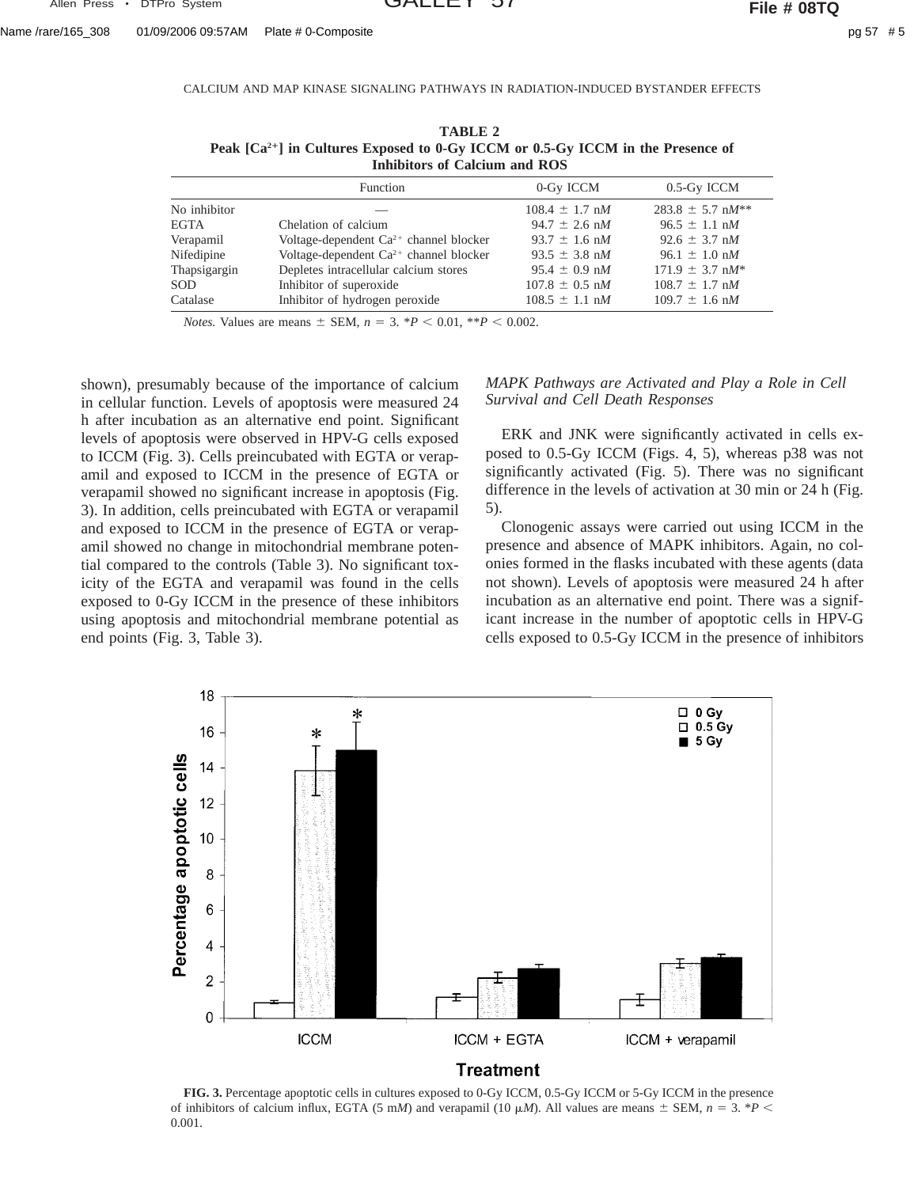**TABLE 2**
**Peak [$Ca^{2+}$] in Cultures Exposed to 0-Gy ICCM or 0.5-Gy ICCM in the Presence of Inhibitors of Calcium and ROS**

| | Function | 0-Gy ICCM | 0.5-Gy ICCM |
|---|---|---|---|
| No inhibitor | — | 108.4 ± 1.7 n*M* | 283.8 ± 5.7 n*M*** |
| EGTA | Chelation of calcium | 94.7 ± 2.6 n*M* | 96.5 ± 1.1 n*M* |
| Verapamil | Voltage-dependent $Ca^{2+}$ channel blocker | 93.7 ± 1.6 n*M* | 92.6 ± 3.7 n*M* |
| Nifedipine | Voltage-dependent $Ca^{2+}$ channel blocker | 93.5 ± 3.8 n*M* | 96.1 ± 1.0 n*M* |
| Thapsigargin | Depletes intracellular calcium stores | 95.4 ± 0.9 n*M* | 171.9 ± 3.7 n*M** |
| SOD | Inhibitor of superoxide | 107.8 ± 0.5 n*M* | 108.7 ± 1.7 n*M* |
| Catalase | Inhibitor of hydrogen peroxide | 108.5 ± 1.1 n*M* | 109.7 ± 1.6 n*M* |

*Notes.* Values are means ± SEM, $n = 3$. *$P < 0.01$, **$P < 0.002$.

shown), presumably because of the importance of calcium in cellular function. Levels of apoptosis were measured 24 h after incubation as an alternative end point. Significant levels of apoptosis were observed in HPV-G cells exposed to ICCM (Fig. 3). Cells preincubated with EGTA or verapamil and exposed to ICCM in the presence of EGTA or verapamil showed no significant increase in apoptosis (Fig. 3). In addition, cells preincubated with EGTA or verapamil and exposed to ICCM in the presence of EGTA or verapamil showed no change in mitochondrial membrane potential compared to the controls (Table 3). No significant toxicity of the EGTA and verapamil was found in the cells exposed to 0-Gy ICCM in the presence of these inhibitors using apoptosis and mitochondrial membrane potential as end points (Fig. 3, Table 3).

### *MAPK Pathways are Activated and Play a Role in Cell Survival and Cell Death Responses*

ERK and JNK were significantly activated in cells exposed to 0.5-Gy ICCM (Figs. 4, 5), whereas p38 was not significantly activated (Fig. 5). There was no significant difference in the levels of activation at 30 min or 24 h (Fig. 5).

Clonogenic assays were carried out using ICCM in the presence and absence of MAPK inhibitors. Again, no colonies formed in the flasks incubated with these agents (data not shown). Levels of apoptosis were measured 24 h after incubation as an alternative end point. There was a significant increase in the number of apoptotic cells in HPV-G cells exposed to 0.5-Gy ICCM in the presence of inhibitors

**FIG. 3.** Percentage apoptotic cells in cultures exposed to 0-Gy ICCM, 0.5-Gy ICCM or 5-Gy ICCM in the presence of inhibitors of calcium influx, EGTA (5 m*M*) and verapamil (10 μ*M*). All values are means ± SEM, $n = 3$. *$P < 0.001$.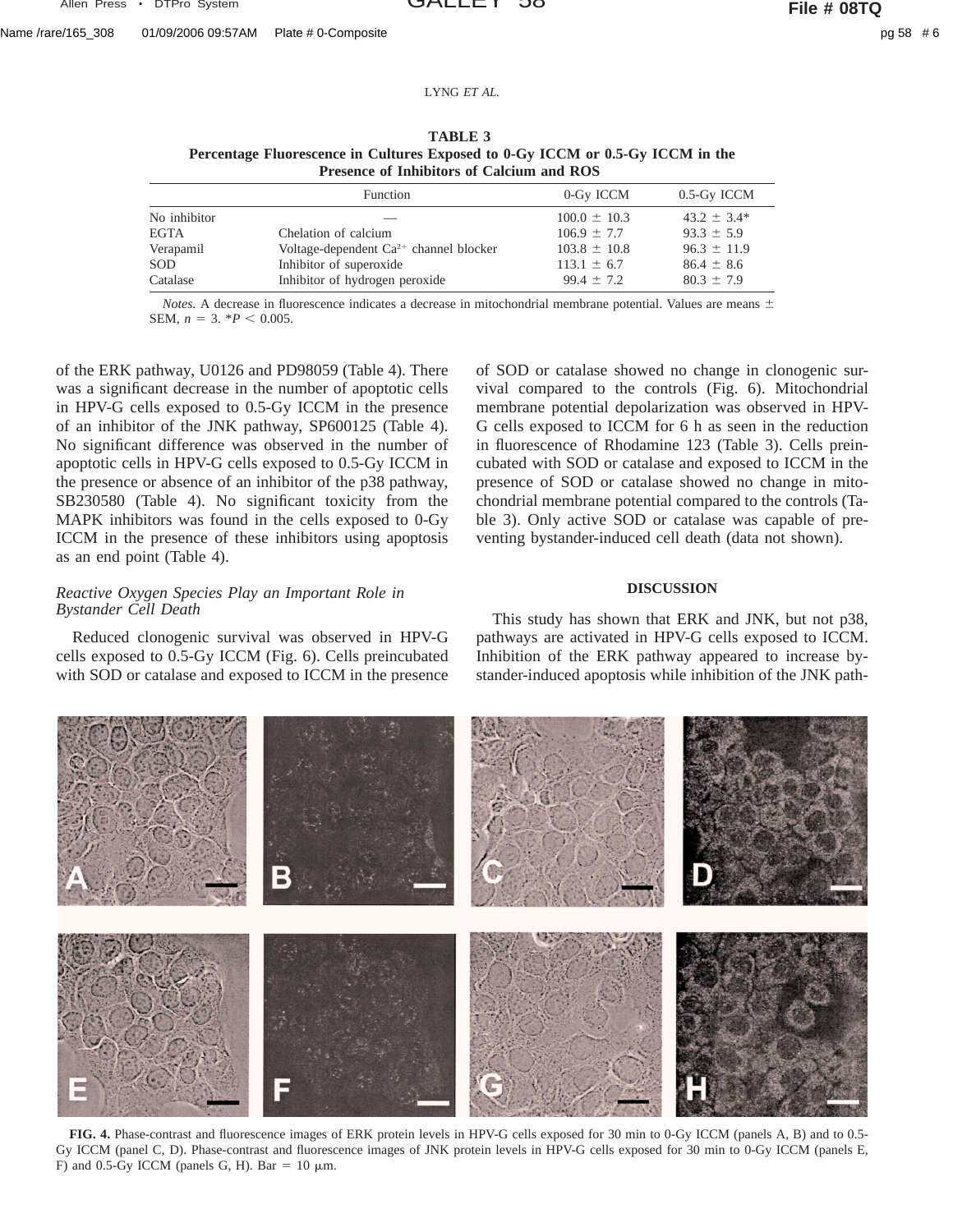**TABLE 3**
**Percentage Fluorescence in Cultures Exposed to 0-Gy ICCM or 0.5-Gy ICCM in the Presence of Inhibitors of Calcium and ROS**

| | Function | 0-Gy ICCM | 0.5-Gy ICCM |
|---|---|---|---|
| No inhibitor | — | 100.0 ± 10.3 | 43.2 ± 3.4* |
| EGTA | Chelation of calcium | 106.9 ± 7.7 | 93.3 ± 5.9 |
| Verapamil | Voltage-dependent $Ca^{2+}$ channel blocker | 103.8 ± 10.8 | 96.3 ± 11.9 |
| SOD | Inhibitor of superoxide | 113.1 ± 6.7 | 86.4 ± 8.6 |
| Catalase | Inhibitor of hydrogen peroxide | 99.4 ± 7.2 | 80.3 ± 7.9 |

*Notes.* A decrease in fluorescence indicates a decrease in mitochondrial membrane potential. Values are means ± SEM, $n = 3$. $^*P < 0.005$.

of the ERK pathway, U0126 and PD98059 (Table 4). There was a significant decrease in the number of apoptotic cells in HPV-G cells exposed to 0.5-Gy ICCM in the presence of an inhibitor of the JNK pathway, SP600125 (Table 4). No significant difference was observed in the number of apoptotic cells in HPV-G cells exposed to 0.5-Gy ICCM in the presence or absence of an inhibitor of the p38 pathway, SB230580 (Table 4). No significant toxicity from the MAPK inhibitors was found in the cells exposed to 0-Gy ICCM in the presence of these inhibitors using apoptosis as an end point (Table 4).

### *Reactive Oxygen Species Play an Important Role in Bystander Cell Death*

Reduced clonogenic survival was observed in HPV-G cells exposed to 0.5-Gy ICCM (Fig. 6). Cells preincubated with SOD or catalase and exposed to ICCM in the presence of SOD or catalase showed no change in clonogenic survival compared to the controls (Fig. 6). Mitochondrial membrane potential depolarization was observed in HPV-G cells exposed to ICCM for 6 h as seen in the reduction in fluorescence of Rhodamine 123 (Table 3). Cells preincubated with SOD or catalase and exposed to ICCM in the presence of SOD or catalase showed no change in mitochondrial membrane potential compared to the controls (Table 3). Only active SOD or catalase was capable of preventing bystander-induced cell death (data not shown).

## DISCUSSION

This study has shown that ERK and JNK, but not p38, pathways are activated in HPV-G cells exposed to ICCM. Inhibition of the ERK pathway appeared to increase bystander-induced apoptosis while inhibition of the JNK path-

**FIG. 4.** Phase-contrast and fluorescence images of ERK protein levels in HPV-G cells exposed for 30 min to 0-Gy ICCM (panels A, B) and to 0.5-Gy ICCM (panel C, D). Phase-contrast and fluorescence images of JNK protein levels in HPV-G cells exposed for 30 min to 0-Gy ICCM (panels E, F) and 0.5-Gy ICCM (panels G, H). Bar = 10 μm.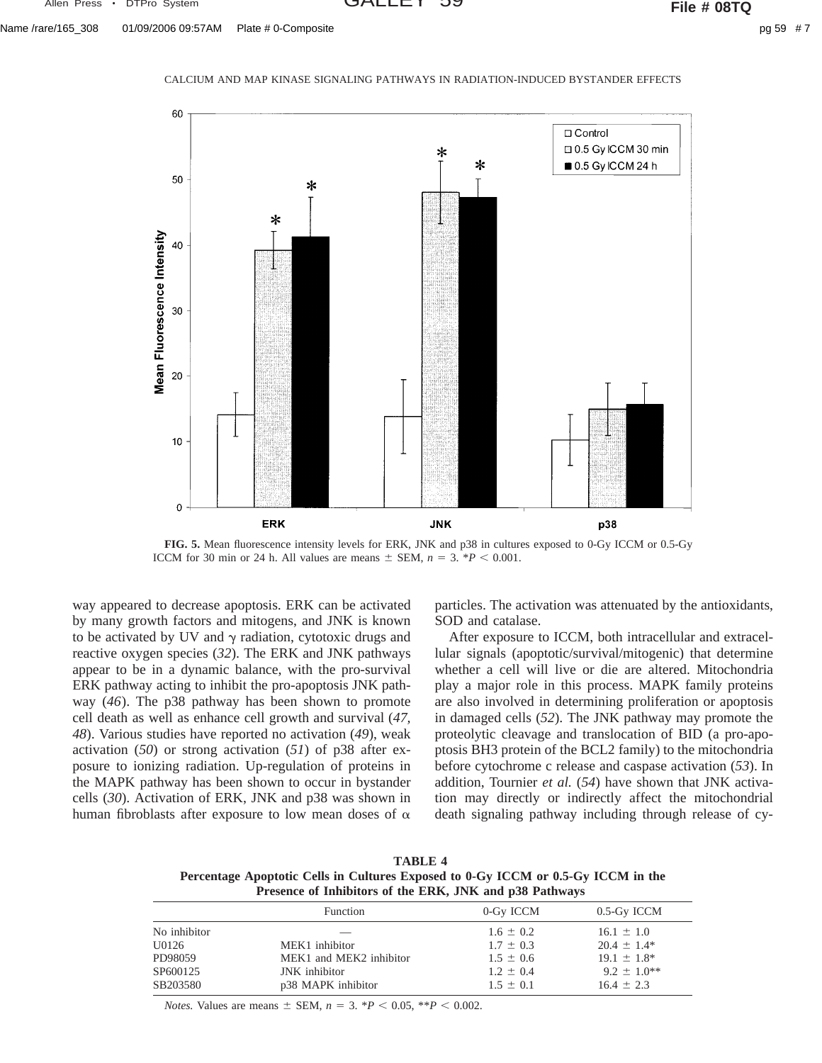FIG. 5. Mean fluorescence intensity levels for ERK, JNK and p38 in cultures exposed to 0-Gy ICCM or 0.5-Gy ICCM for 30 min or 24 h. All values are means ± SEM, $n = 3$. *$P < 0.001$.

way appeared to decrease apoptosis. ERK can be activated by many growth factors and mitogens, and JNK is known to be activated by UV and $\gamma$ radiation, cytotoxic drugs and reactive oxygen species (*32*). The ERK and JNK pathways appear to be in a dynamic balance, with the pro-survival ERK pathway acting to inhibit the pro-apoptosis JNK pathway (*46*). The p38 pathway has been shown to promote cell death as well as enhance cell growth and survival (*47, 48*). Various studies have reported no activation (*49*), weak activation (*50*) or strong activation (*51*) of p38 after exposure to ionizing radiation. Up-regulation of proteins in the MAPK pathway has been shown to occur in bystander cells (*30*). Activation of ERK, JNK and p38 was shown in human fibroblasts after exposure to low mean doses of $\alpha$ particles. The activation was attenuated by the antioxidants, SOD and catalase.

After exposure to ICCM, both intracellular and extracellular signals (apoptotic/survival/mitogenic) that determine whether a cell will live or die are altered. Mitochondria play a major role in this process. MAPK family proteins are also involved in determining proliferation or apoptosis in damaged cells (*52*). The JNK pathway may promote the proteolytic cleavage and translocation of BID (a pro-apoptosis BH3 protein of the BCL2 family) to the mitochondria before cytochrome c release and caspase activation (*53*). In addition, Tournier *et al.* (*54*) have shown that JNK activation may directly or indirectly affect the mitochondrial death signaling pathway including through release of cy-

**TABLE 4**
**Percentage Apoptotic Cells in Cultures Exposed to 0-Gy ICCM or 0.5-Gy ICCM in the Presence of Inhibitors of the ERK, JNK and p38 Pathways**

| | Function | 0-Gy ICCM | 0.5-Gy ICCM |
|---|---|---|---|
| No inhibitor | — | 1.6 ± 0.2 | 16.1 ± 1.0 |
| U0126 | MEK1 inhibitor | 1.7 ± 0.3 | 20.4 ± 1.4* |
| PD98059 | MEK1 and MEK2 inhibitor | 1.5 ± 0.6 | 19.1 ± 1.8* |
| SP600125 | JNK inhibitor | 1.2 ± 0.4 | 9.2 ± 1.0** |
| SB203580 | p38 MAPK inhibitor | 1.5 ± 0.1 | 16.4 ± 2.3 |

*Notes.* Values are means ± SEM, $n = 3$. *$P < 0.05$, **$P < 0.002$.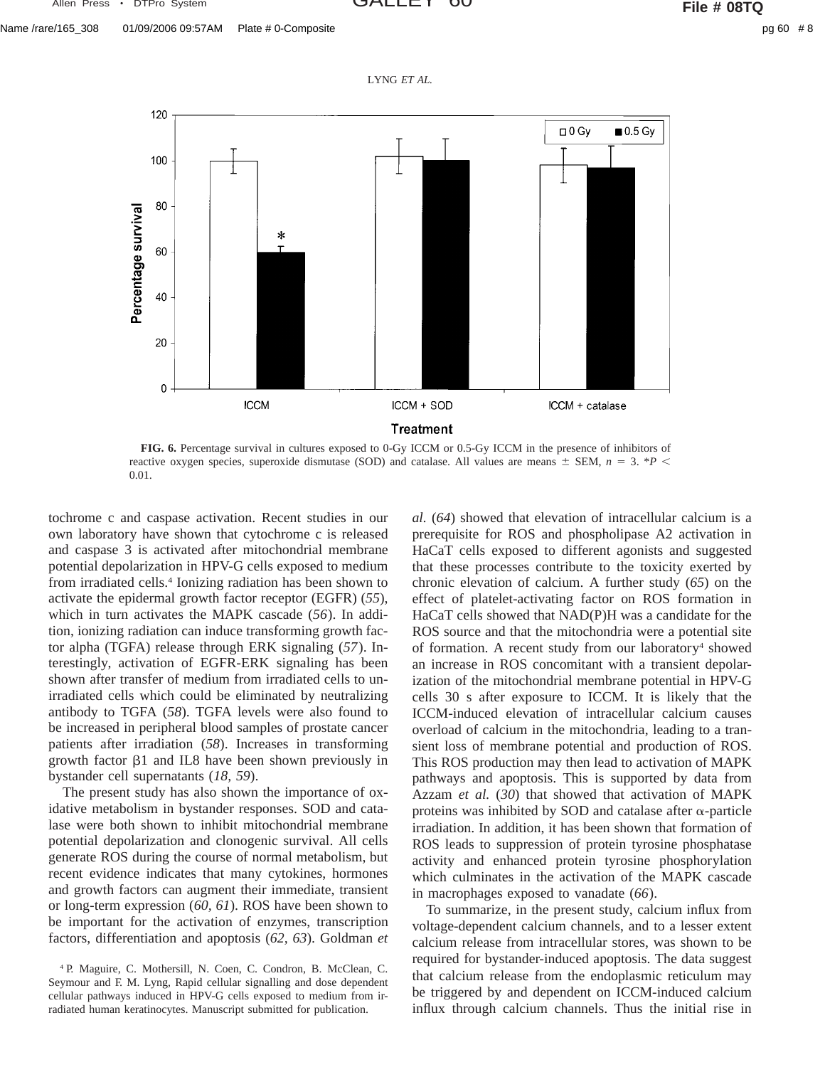FIG. 6. Percentage survival in cultures exposed to 0-Gy ICCM or 0.5-Gy ICCM in the presence of inhibitors of reactive oxygen species, superoxide dismutase (SOD) and catalase. All values are means ± SEM, $n = 3$. *$P < 0.01$.

tochrome c and caspase activation. Recent studies in our own laboratory have shown that cytochrome c is released and caspase 3 is activated after mitochondrial membrane potential depolarization in HPV-G cells exposed to medium from irradiated cells.[4] Ionizing radiation has been shown to activate the epidermal growth factor receptor (EGFR) (*55*), which in turn activates the MAPK cascade (*56*). In addition, ionizing radiation can induce transforming growth factor alpha (TGFA) release through ERK signaling (*57*). Interestingly, activation of EGFR-ERK signaling has been shown after transfer of medium from irradiated cells to unirradiated cells which could be eliminated by neutralizing antibody to TGFA (*58*). TGFA levels were also found to be increased in peripheral blood samples of prostate cancer patients after irradiation (*58*). Increases in transforming growth factor β1 and IL8 have been shown previously in bystander cell supernatants (*18, 59*).

The present study has also shown the importance of oxidative metabolism in bystander responses. SOD and catalase were both shown to inhibit mitochondrial membrane potential depolarization and clonogenic survival. All cells generate ROS during the course of normal metabolism, but recent evidence indicates that many cytokines, hormones and growth factors can augment their immediate, transient or long-term expression (*60, 61*). ROS have been shown to be important for the activation of enzymes, transcription factors, differentiation and apoptosis (*62, 63*). Goldman *et al.* (*64*) showed that elevation of intracellular calcium is a prerequisite for ROS and phospholipase A2 activation in HaCaT cells exposed to different agonists and suggested that these processes contribute to the toxicity exerted by chronic elevation of calcium. A further study (*65*) on the effect of platelet-activating factor on ROS formation in HaCaT cells showed that NAD(P)H was a candidate for the ROS source and that the mitochondria were a potential site of formation. A recent study from our laboratory[4] showed an increase in ROS concomitant with a transient depolarization of the mitochondrial membrane potential in HPV-G cells 30 s after exposure to ICCM. It is likely that the ICCM-induced elevation of intracellular calcium causes overload of calcium in the mitochondria, leading to a transient loss of membrane potential and production of ROS. This ROS production may then lead to activation of MAPK pathways and apoptosis. This is supported by data from Azzam *et al.* (*30*) that showed that activation of MAPK proteins was inhibited by SOD and catalase after α-particle irradiation. In addition, it has been shown that formation of ROS leads to suppression of protein tyrosine phosphatase activity and enhanced protein tyrosine phosphorylation which culminates in the activation of the MAPK cascade in macrophages exposed to vanadate (*66*).

To summarize, in the present study, calcium influx from voltage-dependent calcium channels, and to a lesser extent calcium release from intracellular stores, was shown to be required for bystander-induced apoptosis. The data suggest that calcium release from the endoplasmic reticulum may be triggered by and dependent on ICCM-induced calcium influx through calcium channels. Thus the initial rise in

[4] P. Maguire, C. Mothersill, N. Coen, C. Condron, B. McClean, C. Seymour and F. M. Lyng, Rapid cellular signalling and dose dependent cellular pathways induced in HPV-G cells exposed to medium from irradiated human keratinocytes. Manuscript submitted for publication.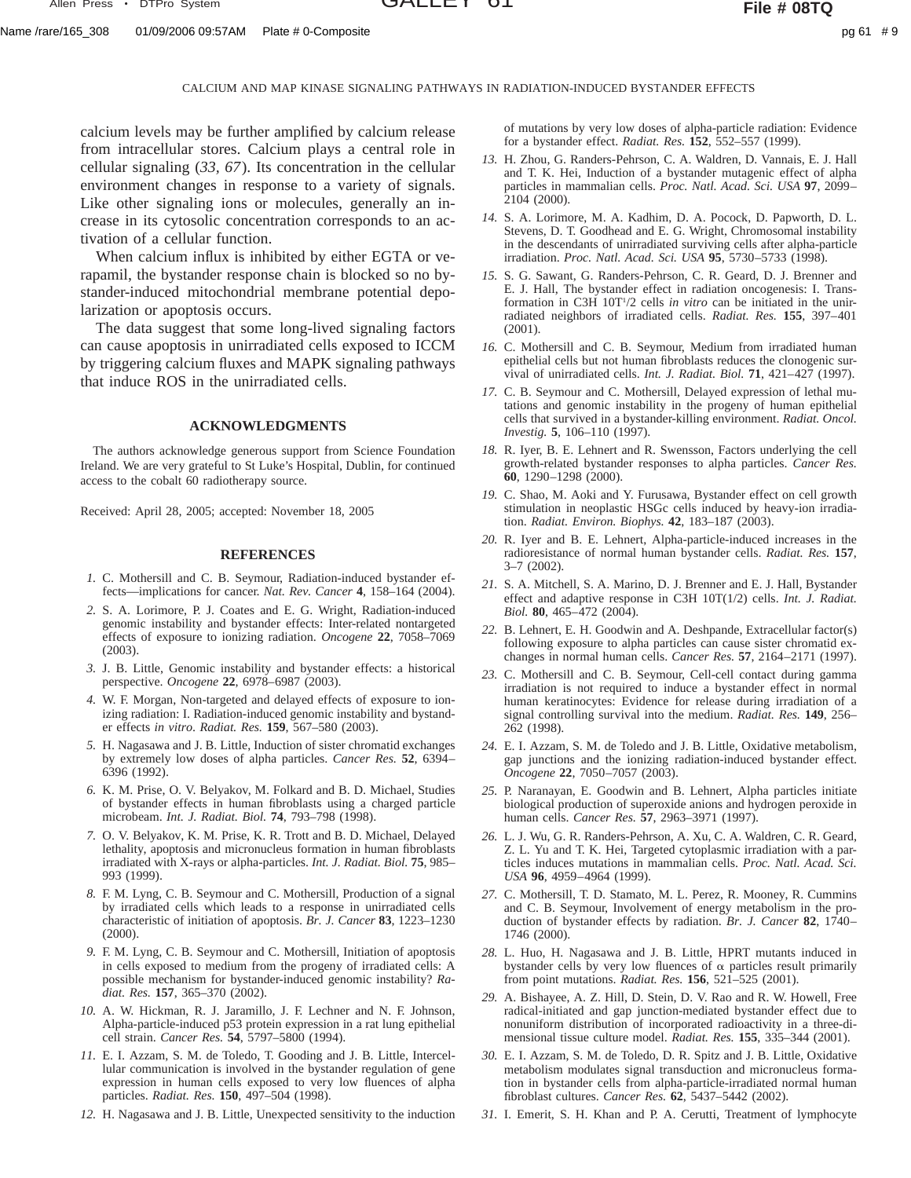calcium levels may be further amplified by calcium release from intracellular stores. Calcium plays a central role in cellular signaling (*33*, *67*). Its concentration in the cellular environment changes in response to a variety of signals. Like other signaling ions or molecules, generally an increase in its cytosolic concentration corresponds to an activation of a cellular function.

When calcium influx is inhibited by either EGTA or verapamil, the bystander response chain is blocked so no bystander-induced mitochondrial membrane potential depolarization or apoptosis occurs.

The data suggest that some long-lived signaling factors can cause apoptosis in unirradiated cells exposed to ICCM by triggering calcium fluxes and MAPK signaling pathways that induce ROS in the unirradiated cells.

## ACKNOWLEDGMENTS

The authors acknowledge generous support from Science Foundation Ireland. We are very grateful to St Luke's Hospital, Dublin, for continued access to the cobalt 60 radiotherapy source.

Received: April 28, 2005; accepted: November 18, 2005

## REFERENCES

1. C. Mothersill and C. B. Seymour, Radiation-induced bystander effects—implications for cancer. *Nat. Rev. Cancer* **4**, 158–164 (2004).
2. S. A. Lorimore, P. J. Coates and E. G. Wright, Radiation-induced genomic instability and bystander effects: Inter-related nontargeted effects of exposure to ionizing radiation. *Oncogene* **22**, 7058–7069 (2003).
3. J. B. Little, Genomic instability and bystander effects: a historical perspective. *Oncogene* **22**, 6978–6987 (2003).
4. W. F. Morgan, Non-targeted and delayed effects of exposure to ionizing radiation: I. Radiation-induced genomic instability and bystander effects *in vitro*. *Radiat. Res.* **159**, 567–580 (2003).
5. H. Nagasawa and J. B. Little, Induction of sister chromatid exchanges by extremely low doses of alpha particles. *Cancer Res.* **52**, 6394–6396 (1992).
6. K. M. Prise, O. V. Belyakov, M. Folkard and B. D. Michael, Studies of bystander effects in human fibroblasts using a charged particle microbeam. *Int. J. Radiat. Biol.* **74**, 793–798 (1998).
7. O. V. Belyakov, K. M. Prise, K. R. Trott and B. D. Michael, Delayed lethality, apoptosis and micronucleus formation in human fibroblasts irradiated with X-rays or alpha-particles. *Int. J. Radiat. Biol.* **75**, 985–993 (1999).
8. F. M. Lyng, C. B. Seymour and C. Mothersill, Production of a signal by irradiated cells which leads to a response in unirradiated cells characteristic of initiation of apoptosis. *Br. J. Cancer* **83**, 1223–1230 (2000).
9. F. M. Lyng, C. B. Seymour and C. Mothersill, Initiation of apoptosis in cells exposed to medium from the progeny of irradiated cells: A possible mechanism for bystander-induced genomic instability? *Radiat. Res.* **157**, 365–370 (2002).
10. A. W. Hickman, R. J. Jaramillo, J. F. Lechner and N. F. Johnson, Alpha-particle-induced p53 protein expression in a rat lung epithelial cell strain. *Cancer Res.* **54**, 5797–5800 (1994).
11. E. I. Azzam, S. M. de Toledo, T. Gooding and J. B. Little, Intercellular communication is involved in the bystander regulation of gene expression in human cells exposed to very low fluences of alpha particles. *Radiat. Res.* **150**, 497–504 (1998).
12. H. Nagasawa and J. B. Little, Unexpected sensitivity to the induction of mutations by very low doses of alpha-particle radiation: Evidence for a bystander effect. *Radiat. Res.* **152**, 552–557 (1999).
13. H. Zhou, G. Randers-Pehrson, C. A. Waldren, D. Vannais, E. J. Hall and T. K. Hei, Induction of a bystander mutagenic effect of alpha particles in mammalian cells. *Proc. Natl. Acad. Sci. USA* **97**, 2099–2104 (2000).
14. S. A. Lorimore, M. A. Kadhim, D. A. Pocock, D. Papworth, D. L. Stevens, D. T. Goodhead and E. G. Wright, Chromosomal instability in the descendants of unirradiated surviving cells after alpha-particle irradiation. *Proc. Natl. Acad. Sci. USA* **95**, 5730–5733 (1998).
15. S. G. Sawant, G. Randers-Pehrson, C. R. Geard, D. J. Brenner and E. J. Hall, The bystander effect in radiation oncogenesis: I. Transformation in C3H 10T½ cells *in vitro* can be initiated in the unirradiated neighbors of irradiated cells. *Radiat. Res.* **155**, 397–401 (2001).
16. C. Mothersill and C. B. Seymour, Medium from irradiated human epithelial cells but not human fibroblasts reduces the clonogenic survival of unirradiated cells. *Int. J. Radiat. Biol.* **71**, 421–427 (1997).
17. C. B. Seymour and C. Mothersill, Delayed expression of lethal mutations and genomic instability in the progeny of human epithelial cells that survived in a bystander-killing environment. *Radiat. Oncol. Investig.* **5**, 106–110 (1997).
18. R. Iyer, B. E. Lehnert and R. Swensson, Factors underlying the cell growth-related bystander responses to alpha particles. *Cancer Res.* **60**, 1290–1298 (2000).
19. C. Shao, M. Aoki and Y. Furusawa, Bystander effect on cell growth stimulation in neoplastic HSGc cells induced by heavy-ion irradiation. *Radiat. Environ. Biophys.* **42**, 183–187 (2003).
20. R. Iyer and B. E. Lehnert, Alpha-particle-induced increases in the radioresistance of normal human bystander cells. *Radiat. Res.* **157**, 3–7 (2002).
21. S. A. Mitchell, S. A. Marino, D. J. Brenner and E. J. Hall, Bystander effect and adaptive response in C3H 10T(1/2) cells. *Int. J. Radiat. Biol.* **80**, 465–472 (2004).
22. B. Lehnert, E. H. Goodwin and A. Deshpande, Extracellular factor(s) following exposure to alpha particles can cause sister chromatid exchanges in normal human cells. *Cancer Res.* **57**, 2164–2171 (1997).
23. C. Mothersill and C. B. Seymour, Cell-cell contact during gamma irradiation is not required to induce a bystander effect in normal human keratinocytes: Evidence for release during irradiation of a signal controlling survival into the medium. *Radiat. Res.* **149**, 256–262 (1998).
24. E. I. Azzam, S. M. de Toledo and J. B. Little, Oxidative metabolism, gap junctions and the ionizing radiation-induced bystander effect. *Oncogene* **22**, 7050–7057 (2003).
25. P. Naranayan, E. Goodwin and B. Lehnert, Alpha particles initiate biological production of superoxide anions and hydrogen peroxide in human cells. *Cancer Res.* **57**, 2963–3971 (1997).
26. L. J. Wu, G. R. Randers-Pehrson, A. Xu, C. A. Waldren, C. R. Geard, Z. L. Yu and T. K. Hei, Targeted cytoplasmic irradiation with a particles induces mutations in mammalian cells. *Proc. Natl. Acad. Sci. USA* **96**, 4959–4964 (1999).
27. C. Mothersill, T. D. Stamato, M. L. Perez, R. Mooney, R. Cummins and C. B. Seymour, Involvement of energy metabolism in the production of bystander effects by radiation. *Br. J. Cancer* **82**, 1740–1746 (2000).
28. L. Huo, H. Nagasawa and J. B. Little, HPRT mutants induced in bystander cells by very low fluences of α particles result primarily from point mutations. *Radiat. Res.* **156**, 521–525 (2001).
29. A. Bishayee, A. Z. Hill, D. Stein, D. V. Rao and R. W. Howell, Free radical-initiated and gap junction-mediated bystander effect due to nonuniform distribution of incorporated radioactivity in a three-dimensional tissue culture model. *Radiat. Res.* **155**, 335–344 (2001).
30. E. I. Azzam, S. M. de Toledo, D. R. Spitz and J. B. Little, Oxidative metabolism modulates signal transduction and micronucleus formation in bystander cells from alpha-particle-irradiated normal human fibroblast cultures. *Cancer Res.* **62**, 5437–5442 (2002).
31. I. Emerit, S. H. Khan and P. A. Cerutti, Treatment of lymphocyte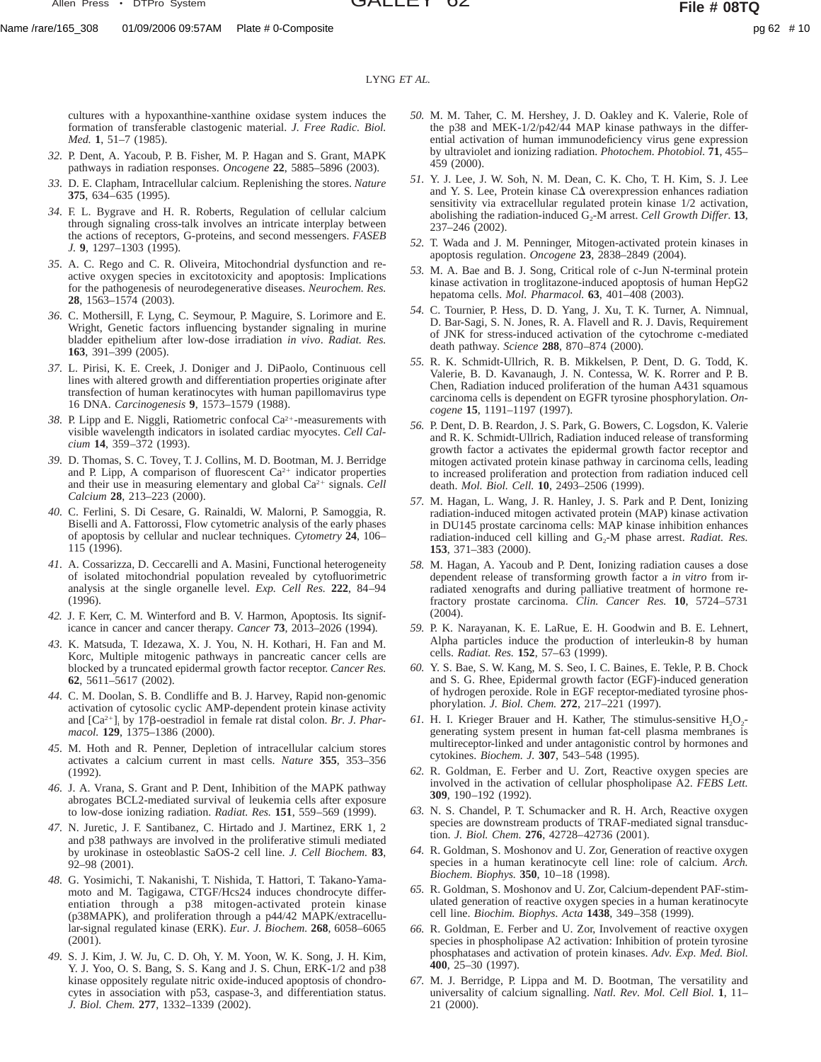cultures with a hypoxanthine-xanthine oxidase system induces the formation of transferable clastogenic material. *J. Free Radic. Biol. Med.* **1**, 51–7 (1985).

32. P. Dent, A. Yacoub, P. B. Fisher, M. P. Hagan and S. Grant, MAPK pathways in radiation responses. *Oncogene* **22**, 5885–5896 (2003).

33. D. E. Clapham, Intracellular calcium. Replenishing the stores. *Nature* **375**, 634–635 (1995).

34. F. L. Bygrave and H. R. Roberts, Regulation of cellular calcium through signaling cross-talk involves an intricate interplay between the actions of receptors, G-proteins, and second messengers. *FASEB J.* **9**, 1297–1303 (1995).

35. A. C. Rego and C. R. Oliveira, Mitochondrial dysfunction and reactive oxygen species in excitotoxicity and apoptosis: Implications for the pathogenesis of neurodegenerative diseases. *Neurochem. Res.* **28**, 1563–1574 (2003).

36. C. Mothersill, F. Lyng, C. Seymour, P. Maguire, S. Lorimore and E. Wright, Genetic factors influencing bystander signaling in murine bladder epithelium after low-dose irradiation *in vivo*. *Radiat. Res.* **163**, 391–399 (2005).

37. L. Pirisi, K. E. Creek, J. Doniger and J. DiPaolo, Continuous cell lines with altered growth and differentiation properties originate after transfection of human keratinocytes with human papillomavirus type 16 DNA. *Carcinogenesis* **9**, 1573–1579 (1988).

38. P. Lipp and E. Niggli, Ratiometric confocal $Ca^{2+}$-measurements with visible wavelength indicators in isolated cardiac myocytes. *Cell Calcium* **14**, 359–372 (1993).

39. D. Thomas, S. C. Tovey, T. J. Collins, M. D. Bootman, M. J. Berridge and P. Lipp, A comparison of fluorescent $Ca^{2+}$ indicator properties and their use in measuring elementary and global $Ca^{2+}$ signals. *Cell Calcium* **28**, 213–223 (2000).

40. C. Ferlini, S. Di Cesare, G. Rainaldi, W. Malorni, P. Samoggia, R. Biselli and A. Fattorossi, Flow cytometric analysis of the early phases of apoptosis by cellular and nuclear techniques. *Cytometry* **24**, 106–115 (1996).

41. A. Cossarizza, D. Ceccarelli and A. Masini, Functional heterogeneity of isolated mitochondrial population revealed by cytofluorimetric analysis at the single organelle level. *Exp. Cell Res.* **222**, 84–94 (1996).

42. J. F. Kerr, C. M. Winterford and B. V. Harmon, Apoptosis. Its significance in cancer and cancer therapy. *Cancer* **73**, 2013–2026 (1994).

43. K. Matsuda, T. Idezawa, X. J. You, N. H. Kothari, H. Fan and M. Korc, Multiple mitogenic pathways in pancreatic cancer cells are blocked by a truncated epidermal growth factor receptor. *Cancer Res.* **62**, 5611–5617 (2002).

44. C. M. Doolan, S. B. Condliffe and B. J. Harvey, Rapid non-genomic activation of cytosolic cyclic AMP-dependent protein kinase activity and $[Ca^{2+}]_i$ by 17β-oestradiol in female rat distal colon. *Br. J. Pharmacol.* **129**, 1375–1386 (2000).

45. M. Hoth and R. Penner, Depletion of intracellular calcium stores activates a calcium current in mast cells. *Nature* **355**, 353–356 (1992).

46. J. A. Vrana, S. Grant and P. Dent, Inhibition of the MAPK pathway abrogates BCL2-mediated survival of leukemia cells after exposure to low-dose ionizing radiation. *Radiat. Res.* **151**, 559–569 (1999).

47. N. Juretic, J. F. Santibanez, C. Hirtado and J. Martinez, ERK 1, 2 and p38 pathways are involved in the proliferative stimuli mediated by urokinase in osteoblastic SaOS-2 cell line. *J. Cell Biochem.* **83**, 92–98 (2001).

48. G. Yosimichi, T. Nakanishi, T. Nishida, T. Hattori, T. Takano-Yamamoto and M. Tagigawa, CTGF/Hcs24 induces chondrocyte differentiation through a p38 mitogen-activated protein kinase (p38MAPK), and proliferation through a p44/42 MAPK/extracellular-signal regulated kinase (ERK). *Eur. J. Biochem.* **268**, 6058–6065 (2001).

49. S. J. Kim, J. W. Ju, C. D. Oh, Y. M. Yoon, W. K. Song, J. H. Kim, Y. J. Yoo, O. S. Bang, S. S. Kang and J. S. Chun, ERK-1/2 and p38 kinase oppositely regulate nitric oxide-induced apoptosis of chondrocytes in association with p53, caspase-3, and differentiation status. *J. Biol. Chem.* **277**, 1332–1339 (2002).

50. M. M. Taher, C. M. Hershey, J. D. Oakley and K. Valerie, Role of the p38 and MEK-1/2/p42/44 MAP kinase pathways in the differential activation of human immunodeficiency virus gene expression by ultraviolet and ionizing radiation. *Photochem. Photobiol.* **71**, 455–459 (2000).

51. Y. J. Lee, J. W. Soh, N. M. Dean, C. K. Cho, T. H. Kim, S. J. Lee and Y. S. Lee, Protein kinase CΔ overexpression enhances radiation sensitivity via extracellular regulated protein kinase 1/2 activation, abolishing the radiation-induced $G_2$-M arrest. *Cell Growth Differ.* **13**, 237–246 (2002).

52. T. Wada and J. M. Penninger, Mitogen-activated protein kinases in apoptosis regulation. *Oncogene* **23**, 2838–2849 (2004).

53. M. A. Bae and B. J. Song, Critical role of c-Jun N-terminal protein kinase activation in troglitazone-induced apoptosis of human HepG2 hepatoma cells. *Mol. Pharmacol.* **63**, 401–408 (2003).

54. C. Tournier, P. Hess, D. D. Yang, J. Xu, T. K. Turner, A. Nimnual, D. Bar-Sagi, S. N. Jones, R. A. Flavell and R. J. Davis, Requirement of JNK for stress-induced activation of the cytochrome c-mediated death pathway. *Science* **288**, 870–874 (2000).

55. R. K. Schmidt-Ullrich, R. B. Mikkelsen, P. Dent, D. G. Todd, K. Valerie, B. D. Kavanaugh, J. N. Contessa, W. K. Rorrer and P. B. Chen, Radiation induced proliferation of the human A431 squamous carcinoma cells is dependent on EGFR tyrosine phosphorylation. *Oncogene* **15**, 1191–1197 (1997).

56. P. Dent, D. B. Reardon, J. S. Park, G. Bowers, C. Logsdon, K. Valerie and R. K. Schmidt-Ullrich, Radiation induced release of transforming growth factor a activates the epidermal growth factor receptor and mitogen activated protein kinase pathway in carcinoma cells, leading to increased proliferation and protection from radiation induced cell death. *Mol. Biol. Cell.* **10**, 2493–2506 (1999).

57. M. Hagan, L. Wang, J. R. Hanley, J. S. Park and P. Dent, Ionizing radiation-induced mitogen activated protein (MAP) kinase activation in DU145 prostate carcinoma cells: MAP kinase inhibition enhances radiation-induced cell killing and $G_2$-M phase arrest. *Radiat. Res.* **153**, 371–383 (2000).

58. M. Hagan, A. Yacoub and P. Dent, Ionizing radiation causes a dose dependent release of transforming growth factor a *in vitro* from irradiated xenografts and during palliative treatment of hormone refractory prostate carcinoma. *Clin. Cancer Res.* **10**, 5724–5731 (2004).

59. P. K. Narayanan, K. E. LaRue, E. H. Goodwin and B. E. Lehnert, Alpha particles induce the production of interleukin-8 by human cells. *Radiat. Res.* **152**, 57–63 (1999).

60. Y. S. Bae, S. W. Kang, M. S. Seo, I. C. Baines, E. Tekle, P. B. Chock and S. G. Rhee, Epidermal growth factor (EGF)-induced generation of hydrogen peroxide. Role in EGF receptor-mediated tyrosine phosphorylation. *J. Biol. Chem.* **272**, 217–221 (1997).

61. H. I. Krieger Brauer and H. Kather, The stimulus-sensitive $H_2O_2$-generating system present in human fat-cell plasma membranes is multireceptor-linked and under antagonistic control by hormones and cytokines. *Biochem. J.* **307**, 543–548 (1995).

62. R. Goldman, E. Ferber and U. Zort, Reactive oxygen species are involved in the activation of cellular phospholipase A2. *FEBS Lett.* **309**, 190–192 (1992).

63. N. S. Chandel, P. T. Schumacker and R. H. Arch, Reactive oxygen species are downstream products of TRAF-mediated signal transduction. *J. Biol. Chem.* **276**, 42728–42736 (2001).

64. R. Goldman, S. Moshonov and U. Zor, Generation of reactive oxygen species in a human keratinocyte cell line: role of calcium. *Arch. Biochem. Biophys.* **350**, 10–18 (1998).

65. R. Goldman, S. Moshonov and U. Zor, Calcium-dependent PAF-stimulated generation of reactive oxygen species in a human keratinocyte cell line. *Biochim. Biophys. Acta* **1438**, 349–358 (1999).

66. R. Goldman, E. Ferber and U. Zor, Involvement of reactive oxygen species in phospholipase A2 activation: Inhibition of protein tyrosine phosphatases and activation of protein kinases. *Adv. Exp. Med. Biol.* **400**, 25–30 (1997).

67. M. J. Berridge, P. Lippa and M. D. Bootman, The versatility and universality of calcium signalling. *Natl. Rev. Mol. Cell Biol.* **1**, 11–21 (2000).